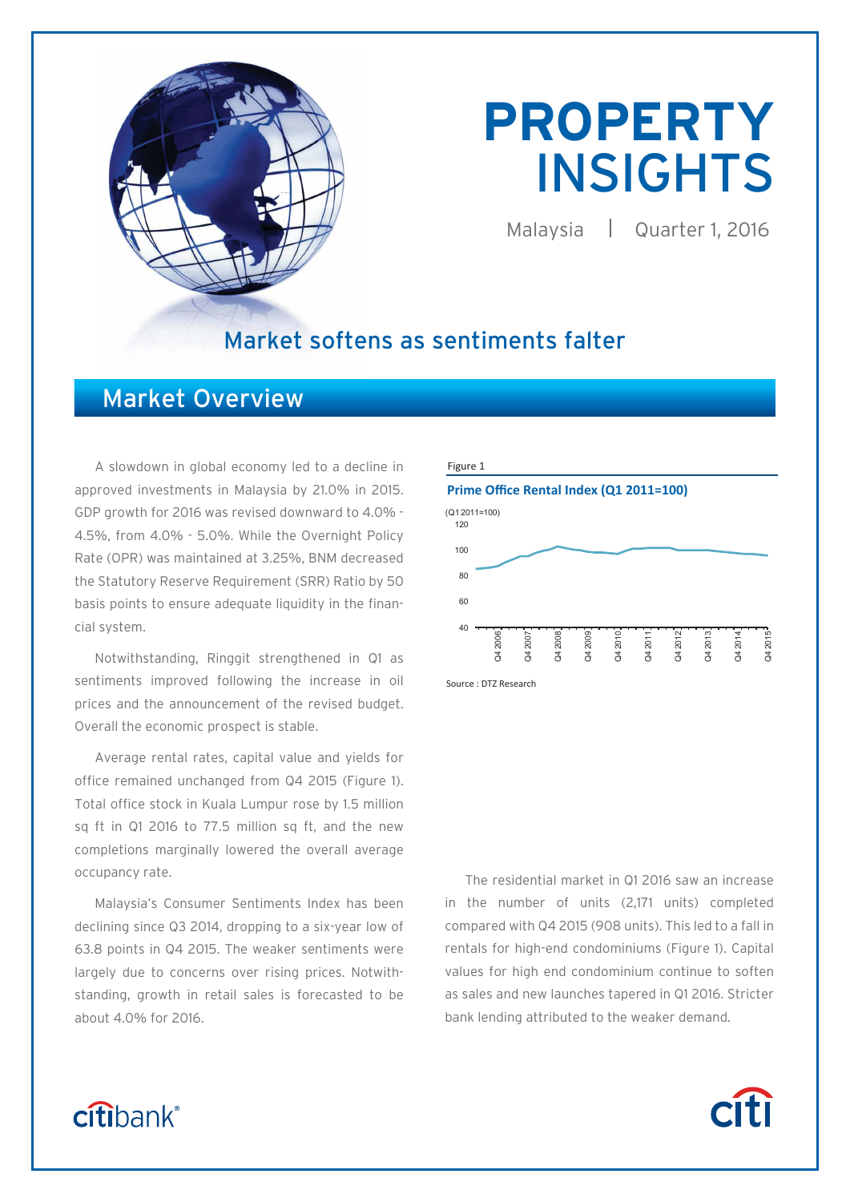# PROPERTY INSIGHTS

Malaysia | Quarter 1, 2016

## Market softens as sentiments falter

## Market Overview

A slowdown in global economy led to a decline in approved investments in Malaysia by 21.0% in 2015. GDP growth for 2016 was revised downward to 4.0% - 4.5%, from 4.0% - 5.0%. While the Overnight Policy Rate (OPR) was maintained at 3.25%, BNM decreased the Statutory Reserve Requirement (SRR) Ratio by 50 basis points to ensure adequate liquidity in the financial system.

Notwithstanding, Ringgit strengthened in Q1 as sentiments improved following the increase in oil prices and the announcement of the revised budget. Overall the economic prospect is stable.

Average rental rates, capital value and yields for office remained unchanged from Q4 2015 (Figure 1). Total office stock in Kuala Lumpur rose by 1.5 million sq ft in Q1 2016 to 77.5 million sq ft, and the new completions marginally lowered the overall average occupancy rate.

Malaysia's Consumer Sentiments Index has been declining since Q3 2014, dropping to a six-year low of 63.8 points in Q4 2015. The weaker sentiments were largely due to concerns over rising prices. Notwithstanding, growth in retail sales is forecasted to be about 4.0% for 2016.

Figure 1

**Prime Office Rental Index (Q1 2011=100)**

Source : DTZ Research

The residential market in Q1 2016 saw an increase in the number of units (2,171 units) completed compared with Q4 2015 (908 units). This led to a fall in rentals for high-end condominiums (Figure 1). Capital values for high end condominium continue to soften as sales and new launches tapered in Q1 2016. Stricter bank lending attributed to the weaker demand.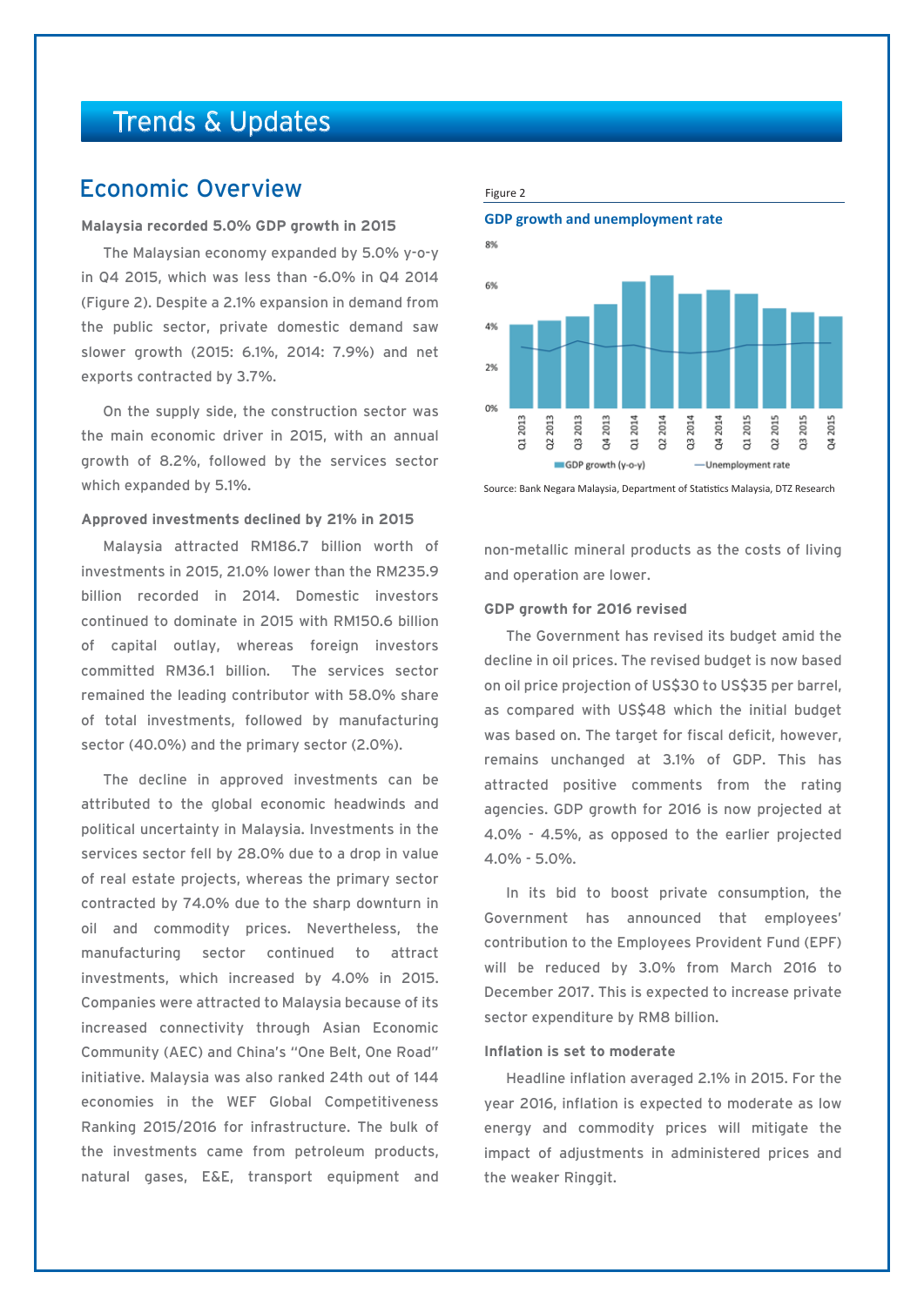# Trends & Updates

## Economic Overview

**Malaysia recorded 5.0% GDP growth in 2015**

The Malaysian economy expanded by 5.0% y-o-y in Q4 2015, which was less than -6.0% in Q4 2014 (Figure 2). Despite a 2.1% expansion in demand from the public sector, private domestic demand saw slower growth (2015: 6.1%, 2014: 7.9%) and net exports contracted by 3.7%.

On the supply side, the construction sector was the main economic driver in 2015, with an annual growth of 8.2%, followed by the services sector which expanded by 5.1%.

**Approved investments declined by 21% in 2015**

Malaysia attracted RM186.7 billion worth of investments in 2015, 21.0% lower than the RM235.9 billion recorded in 2014. Domestic investors continued to dominate in 2015 with RM150.6 billion of capital outlay, whereas foreign investors committed RM36.1 billion. The services sector remained the leading contributor with 58.0% share of total investments, followed by manufacturing sector (40.0%) and the primary sector (2.0%).

The decline in approved investments can be attributed to the global economic headwinds and political uncertainty in Malaysia. Investments in the services sector fell by 28.0% due to a drop in value of real estate projects, whereas the primary sector contracted by 74.0% due to the sharp downturn in oil and commodity prices. Nevertheless, the manufacturing sector continued to attract investments, which increased by 4.0% in 2015. Companies were attracted to Malaysia because of its increased connectivity through Asian Economic Community (AEC) and China's "One Belt, One Road" initiative. Malaysia was also ranked 24th out of 144 economies in the WEF Global Competitiveness Ranking 2015/2016 for infrastructure. The bulk of the investments came from petroleum products, natural gases, E&E, transport equipment and non-metallic mineral products as the costs of living and operation are lower.

Figure 2

**GDP growth and unemployment rate**

Source: Bank Negara Malaysia, Department of Statistics Malaysia, DTZ Research

**GDP growth for 2016 revised**

The Government has revised its budget amid the decline in oil prices. The revised budget is now based on oil price projection of US$30 to US$35 per barrel, as compared with US$48 which the initial budget was based on. The target for fiscal deficit, however, remains unchanged at 3.1% of GDP. This has attracted positive comments from the rating agencies. GDP growth for 2016 is now projected at 4.0% - 4.5%, as opposed to the earlier projected 4.0% - 5.0%.

In its bid to boost private consumption, the Government has announced that employees' contribution to the Employees Provident Fund (EPF) will be reduced by 3.0% from March 2016 to December 2017. This is expected to increase private sector expenditure by RM8 billion.

**Inflation is set to moderate**

Headline inflation averaged 2.1% in 2015. For the year 2016, inflation is expected to moderate as low energy and commodity prices will mitigate the impact of adjustments in administered prices and the weaker Ringgit.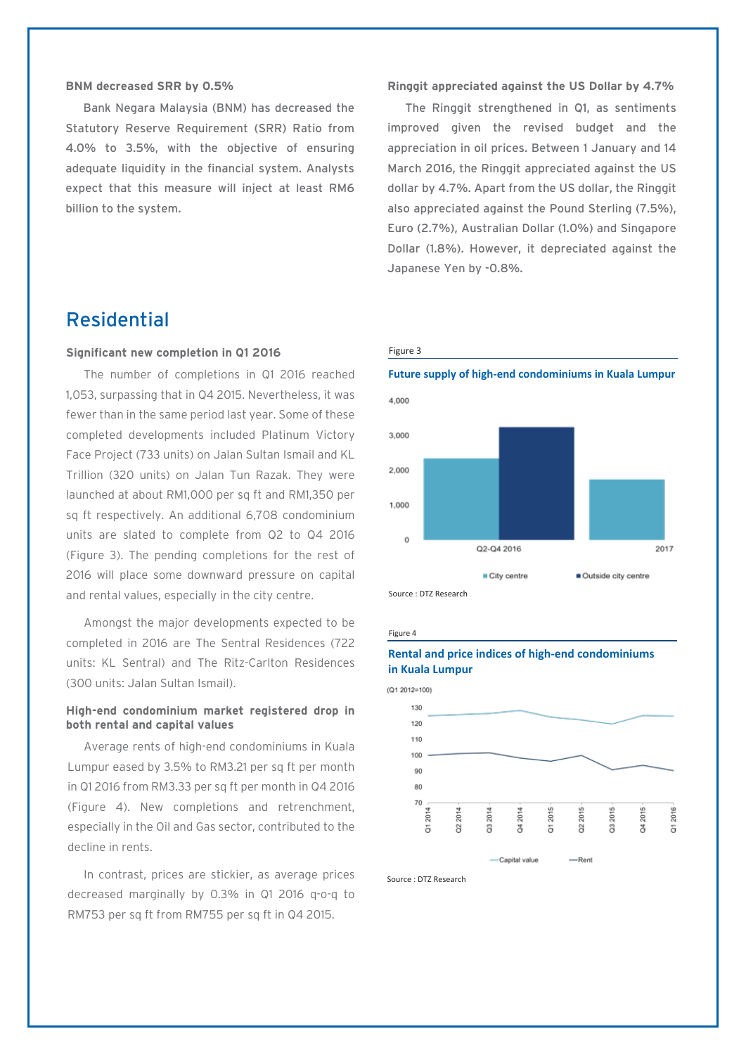**BNM decreased SRR by 0.5%**

Bank Negara Malaysia (BNM) has decreased the Statutory Reserve Requirement (SRR) Ratio from 4.0% to 3.5%, with the objective of ensuring adequate liquidity in the financial system. Analysts expect that this measure will inject at least RM6 billion to the system.

**Ringgit appreciated against the US Dollar by 4.7%**

The Ringgit strengthened in Q1, as sentiments improved given the revised budget and the appreciation in oil prices. Between 1 January and 14 March 2016, the Ringgit appreciated against the US dollar by 4.7%. Apart from the US dollar, the Ringgit also appreciated against the Pound Sterling (7.5%), Euro (2.7%), Australian Dollar (1.0%) and Singapore Dollar (1.8%). However, it depreciated against the Japanese Yen by -0.8%.

# Residential

**Significant new completion in Q1 2016**

The number of completions in Q1 2016 reached 1,053, surpassing that in Q4 2015. Nevertheless, it was fewer than in the same period last year. Some of these completed developments included Platinum Victory Face Project (733 units) on Jalan Sultan Ismail and KL Trillion (320 units) on Jalan Tun Razak. They were launched at about RM1,000 per sq ft and RM1,350 per sq ft respectively. An additional 6,708 condominium units are slated to complete from Q2 to Q4 2016 (Figure 3). The pending completions for the rest of 2016 will place some downward pressure on capital and rental values, especially in the city centre.

Amongst the major developments expected to be completed in 2016 are The Sentral Residences (722 units: KL Sentral) and The Ritz-Carlton Residences (300 units: Jalan Sultan Ismail).

**High-end condominium market registered drop in both rental and capital values**

Average rents of high-end condominiums in Kuala Lumpur eased by 3.5% to RM3.21 per sq ft per month in Q1 2016 from RM3.33 per sq ft per month in Q4 2016 (Figure 4). New completions and retrenchment, especially in the Oil and Gas sector, contributed to the decline in rents.

In contrast, prices are stickier, as average prices decreased marginally by 0.3% in Q1 2016 q-o-q to RM753 per sq ft from RM755 per sq ft in Q4 2015.

Figure 3

**Future supply of high-end condominiums in Kuala Lumpur**

Source : DTZ Research

Figure 4

**Rental and price indices of high-end condominiums in Kuala Lumpur**

Source : DTZ Research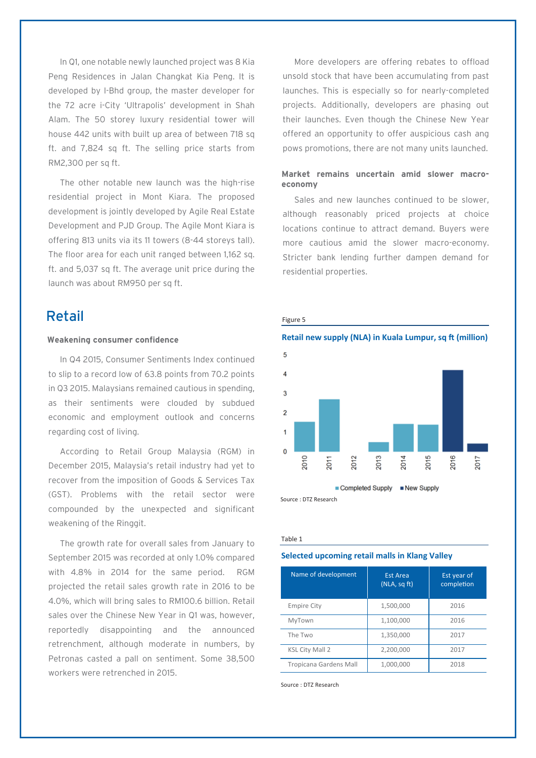In Q1, one notable newly launched project was 8 Kia Peng Residences in Jalan Changkat Kia Peng. It is developed by I-Bhd group, the master developer for the 72 acre i-City 'Ultrapolis' development in Shah Alam. The 50 storey luxury residential tower will house 442 units with built up area of between 718 sq ft. and 7,824 sq ft. The selling price starts from RM2,300 per sq ft.

The other notable new launch was the high-rise residential project in Mont Kiara. The proposed development is jointly developed by Agile Real Estate Development and PJD Group. The Agile Mont Kiara is offering 813 units via its 11 towers (8-44 storeys tall). The floor area for each unit ranged between 1,162 sq. ft. and 5,037 sq ft. The average unit price during the launch was about RM950 per sq ft.

More developers are offering rebates to offload unsold stock that have been accumulating from past launches. This is especially so for nearly-completed projects. Additionally, developers are phasing out their launches. Even though the Chinese New Year offered an opportunity to offer auspicious cash ang pows promotions, there are not many units launched.

### Market remains uncertain amid slower macro-economy

Sales and new launches continued to be slower, although reasonably priced projects at choice locations continue to attract demand. Buyers were more cautious amid the slower macro-economy. Stricter bank lending further dampen demand for residential properties.

## Retail

### Weakening consumer confidence

In Q4 2015, Consumer Sentiments Index continued to slip to a record low of 63.8 points from 70.2 points in Q3 2015. Malaysians remained cautious in spending, as their sentiments were clouded by subdued economic and employment outlook and concerns regarding cost of living.

According to Retail Group Malaysia (RGM) in December 2015, Malaysia's retail industry had yet to recover from the imposition of Goods & Services Tax (GST). Problems with the retail sector were compounded by the unexpected and significant weakening of the Ringgit.

The growth rate for overall sales from January to September 2015 was recorded at only 1.0% compared with 4.8% in 2014 for the same period. RGM projected the retail sales growth rate in 2016 to be 4.0%, which will bring sales to RM100.6 billion. Retail sales over the Chinese New Year in Q1 was, however, reportedly disappointing and the announced retrenchment, although moderate in numbers, by Petronas casted a pall on sentiment. Some 38,500 workers were retrenched in 2015.

Figure 5

**Retail new supply (NLA) in Kuala Lumpur, sq ft (million)**

Source : DTZ Research

Table 1

**Selected upcoming retail malls in Klang Valley**

| Name of development | Est Area (NLA, sq ft) | Est year of completion |
|---|---|---|
| Empire City | 1,500,000 | 2016 |
| MyTown | 1,100,000 | 2016 |
| The Two | 1,350,000 | 2017 |
| KSL City Mall 2 | 2,200,000 | 2017 |
| Tropicana Gardens Mall | 1,000,000 | 2018 |

Source : DTZ Research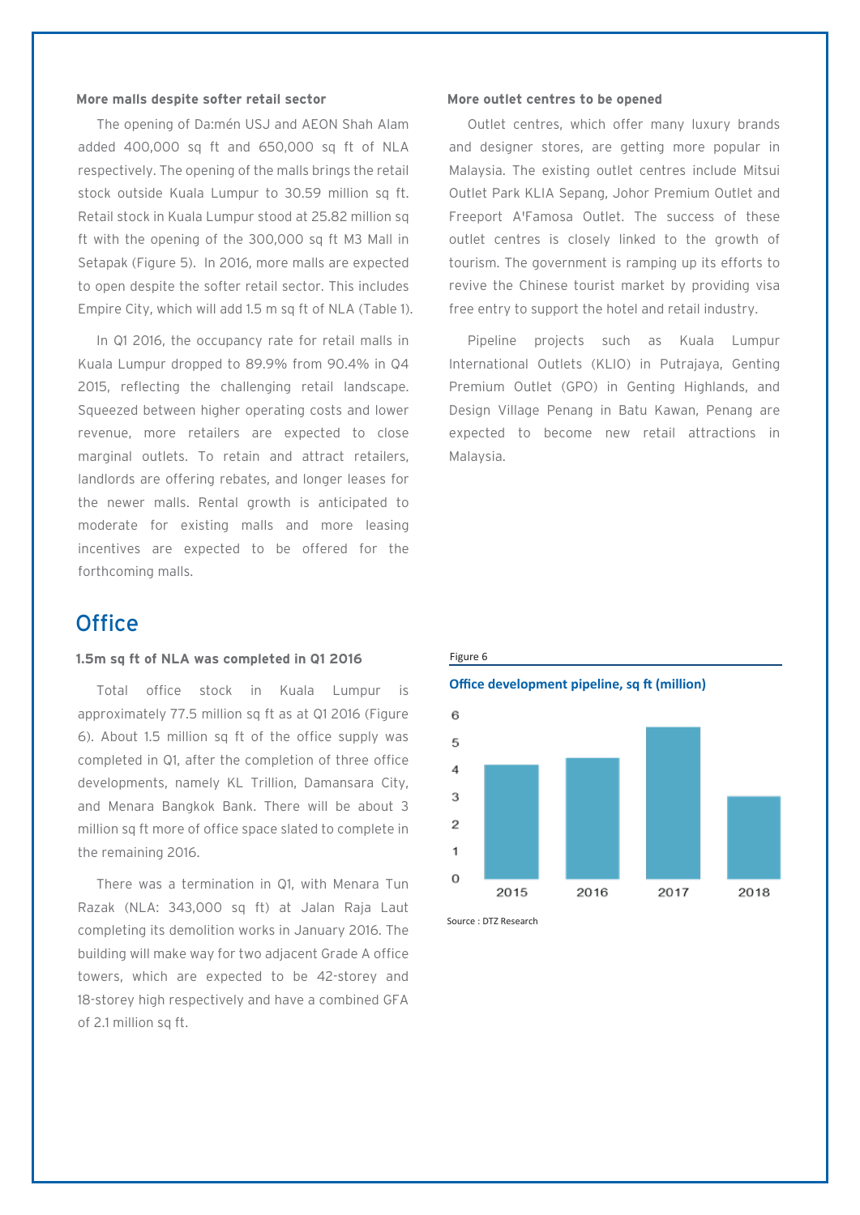**More malls despite softer retail sector**

The opening of Da:mén USJ and AEON Shah Alam added 400,000 sq ft and 650,000 sq ft of NLA respectively. The opening of the malls brings the retail stock outside Kuala Lumpur to 30.59 million sq ft. Retail stock in Kuala Lumpur stood at 25.82 million sq ft with the opening of the 300,000 sq ft M3 Mall in Setapak (Figure 5). In 2016, more malls are expected to open despite the softer retail sector. This includes Empire City, which will add 1.5 m sq ft of NLA (Table 1).

In Q1 2016, the occupancy rate for retail malls in Kuala Lumpur dropped to 89.9% from 90.4% in Q4 2015, reflecting the challenging retail landscape. Squeezed between higher operating costs and lower revenue, more retailers are expected to close marginal outlets. To retain and attract retailers, landlords are offering rebates, and longer leases for the newer malls. Rental growth is anticipated to moderate for existing malls and more leasing incentives are expected to be offered for the forthcoming malls.

**More outlet centres to be opened**

Outlet centres, which offer many luxury brands and designer stores, are getting more popular in Malaysia. The existing outlet centres include Mitsui Outlet Park KLIA Sepang, Johor Premium Outlet and Freeport A'Famosa Outlet. The success of these outlet centres is closely linked to the growth of tourism. The government is ramping up its efforts to revive the Chinese tourist market by providing visa free entry to support the hotel and retail industry.

Pipeline projects such as Kuala Lumpur International Outlets (KLIO) in Putrajaya, Genting Premium Outlet (GPO) in Genting Highlands, and Design Village Penang in Batu Kawan, Penang are expected to become new retail attractions in Malaysia.

# Office

**1.5m sq ft of NLA was completed in Q1 2016**

Total office stock in Kuala Lumpur is approximately 77.5 million sq ft as at Q1 2016 (Figure 6). About 1.5 million sq ft of the office supply was completed in Q1, after the completion of three office developments, namely KL Trillion, Damansara City, and Menara Bangkok Bank. There will be about 3 million sq ft more of office space slated to complete in the remaining 2016.

There was a termination in Q1, with Menara Tun Razak (NLA: 343,000 sq ft) at Jalan Raja Laut completing its demolition works in January 2016. The building will make way for two adjacent Grade A office towers, which are expected to be 42-storey and 18-storey high respectively and have a combined GFA of 2.1 million sq ft.

Figure 6

**Office development pipeline, sq ft (million)**

| Year | sq ft (million) |
|---|---|
| 2015 | ~4.2 |
| 2016 | ~4.5 |
| 2017 | ~5.6 |
| 2018 | ~3.0 |

Source : DTZ Research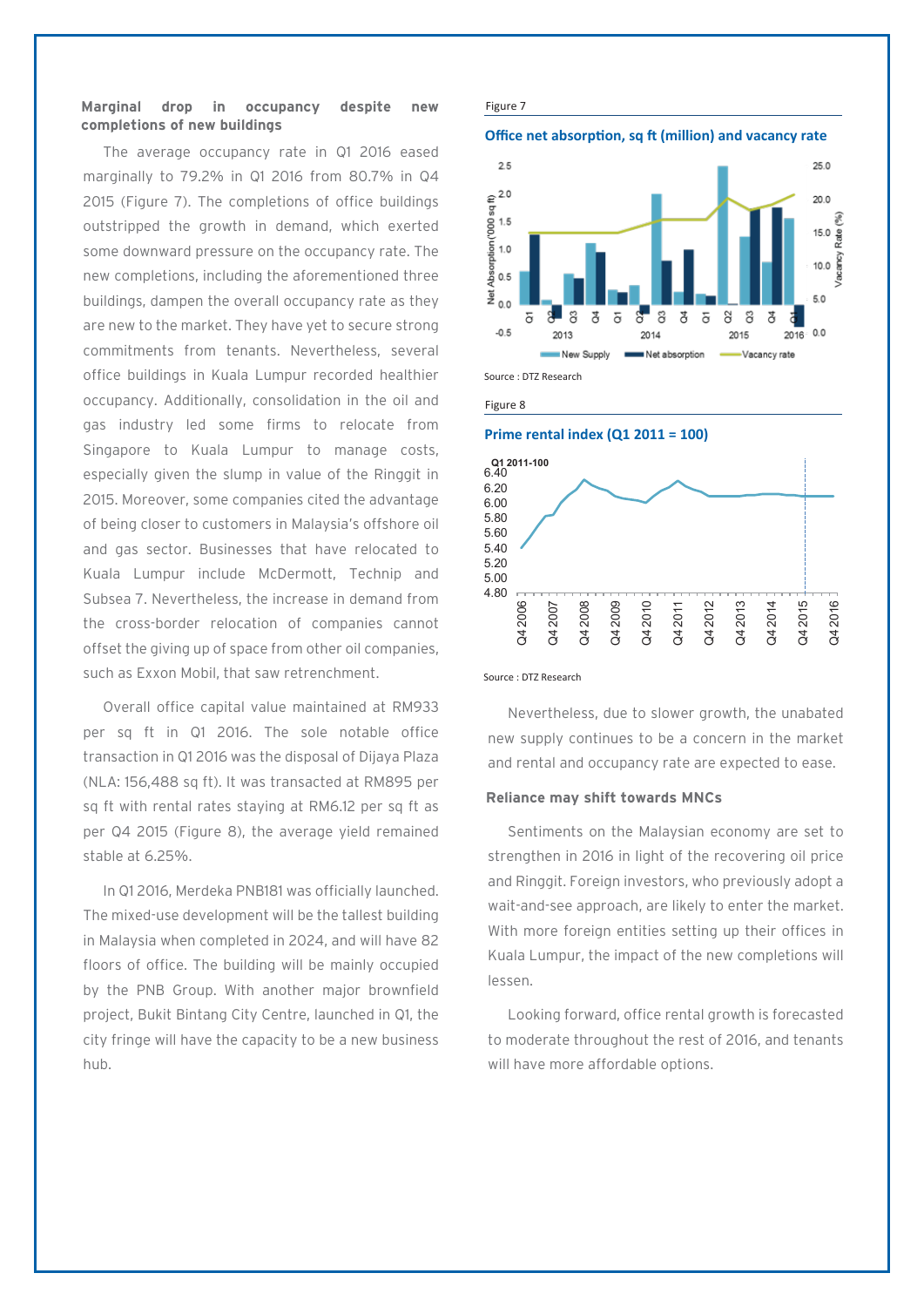### Marginal drop in occupancy despite new completions of new buildings

The average occupancy rate in Q1 2016 eased marginally to 79.2% in Q1 2016 from 80.7% in Q4 2015 (Figure 7). The completions of office buildings outstripped the growth in demand, which exerted some downward pressure on the occupancy rate. The new completions, including the aforementioned three buildings, dampen the overall occupancy rate as they are new to the market. They have yet to secure strong commitments from tenants. Nevertheless, several office buildings in Kuala Lumpur recorded healthier occupancy. Additionally, consolidation in the oil and gas industry led some firms to relocate from Singapore to Kuala Lumpur to manage costs, especially given the slump in value of the Ringgit in 2015. Moreover, some companies cited the advantage of being closer to customers in Malaysia's offshore oil and gas sector. Businesses that have relocated to Kuala Lumpur include McDermott, Technip and Subsea 7. Nevertheless, the increase in demand from the cross-border relocation of companies cannot offset the giving up of space from other oil companies, such as Exxon Mobil, that saw retrenchment.

Overall office capital value maintained at RM933 per sq ft in Q1 2016. The sole notable office transaction in Q1 2016 was the disposal of Dijaya Plaza (NLA: 156,488 sq ft). It was transacted at RM895 per sq ft with rental rates staying at RM6.12 per sq ft as per Q4 2015 (Figure 8), the average yield remained stable at 6.25%.

In Q1 2016, Merdeka PNB181 was officially launched. The mixed-use development will be the tallest building in Malaysia when completed in 2024, and will have 82 floors of office. The building will be mainly occupied by the PNB Group. With another major brownfield project, Bukit Bintang City Centre, launched in Q1, the city fringe will have the capacity to be a new business hub.

Figure 7

**Office net absorption, sq ft (million) and vacancy rate**

Source : DTZ Research

Figure 8

**Prime rental index (Q1 2011 = 100)**

Source : DTZ Research

Nevertheless, due to slower growth, the unabated new supply continues to be a concern in the market and rental and occupancy rate are expected to ease.

### Reliance may shift towards MNCs

Sentiments on the Malaysian economy are set to strengthen in 2016 in light of the recovering oil price and Ringgit. Foreign investors, who previously adopt a wait-and-see approach, are likely to enter the market. With more foreign entities setting up their offices in Kuala Lumpur, the impact of the new completions will lessen.

Looking forward, office rental growth is forecasted to moderate throughout the rest of 2016, and tenants will have more affordable options.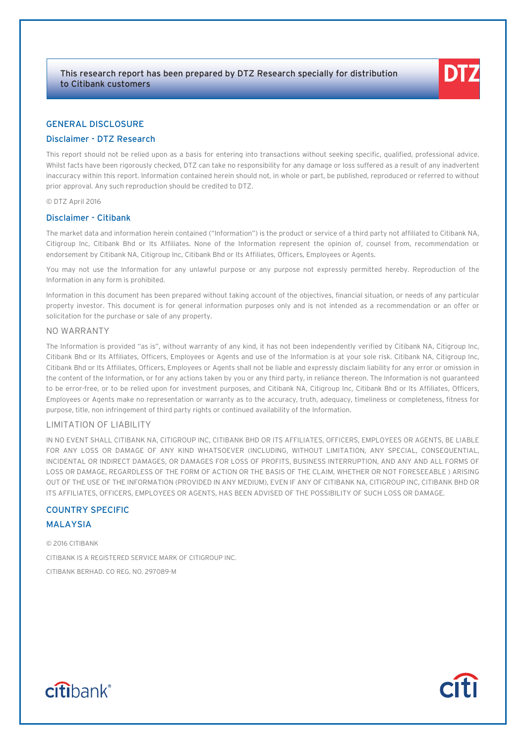This research report has been prepared by DTZ Research specially for distribution to Citibank customers

DTZ

## GENERAL DISCLOSURE

### Disclaimer - DTZ Research

This report should not be relied upon as a basis for entering into transactions without seeking specific, qualified, professional advice. Whilst facts have been rigorously checked, DTZ can take no responsibility for any damage or loss suffered as a result of any inadvertent inaccuracy within this report. Information contained herein should not, in whole or part, be published, reproduced or referred to without prior approval. Any such reproduction should be credited to DTZ.

© DTZ April 2016

### Disclaimer - Citibank

The market data and information herein contained ("Information") is the product or service of a third party not affiliated to Citibank NA, Citigroup Inc, Citibank Bhd or Its Affiliates. None of the Information represent the opinion of, counsel from, recommendation or endorsement by Citibank NA, Citigroup Inc, Citibank Bhd or Its Affiliates, Officers, Employees or Agents.

You may not use the Information for any unlawful purpose or any purpose not expressly permitted hereby. Reproduction of the Information in any form is prohibited.

Information in this document has been prepared without taking account of the objectives, financial situation, or needs of any particular property investor. This document is for general information purposes only and is not intended as a recommendation or an offer or solicitation for the purchase or sale of any property.

#### NO WARRANTY

The Information is provided "as is", without warranty of any kind, it has not been independently verified by Citibank NA, Citigroup Inc, Citibank Bhd or Its Affiliates, Officers, Employees or Agents and use of the Information is at your sole risk. Citibank NA, Citigroup Inc, Citibank Bhd or Its Affiliates, Officers, Employees or Agents shall not be liable and expressly disclaim liability for any error or omission in the content of the Information, or for any actions taken by you or any third party, in reliance thereon. The Information is not guaranteed to be error-free, or to be relied upon for investment purposes, and Citibank NA, Citigroup Inc, Citibank Bhd or Its Affiliates, Officers, Employees or Agents make no representation or warranty as to the accuracy, truth, adequacy, timeliness or completeness, fitness for purpose, title, non infringement of third party rights or continued availability of the Information.

#### LIMITATION OF LIABILITY

IN NO EVENT SHALL CITIBANK NA, CITIGROUP INC, CITIBANK BHD OR ITS AFFILIATES, OFFICERS, EMPLOYEES OR AGENTS, BE LIABLE FOR ANY LOSS OR DAMAGE OF ANY KIND WHATSOEVER (INCLUDING, WITHOUT LIMITATION, ANY SPECIAL, CONSEQUENTIAL, INCIDENTAL OR INDIRECT DAMAGES, OR DAMAGES FOR LOSS OF PROFITS, BUSINESS INTERRUPTION, AND ANY AND ALL FORMS OF LOSS OR DAMAGE, REGARDLESS OF THE FORM OF ACTION OR THE BASIS OF THE CLAIM, WHETHER OR NOT FORESEEABLE ) ARISING OUT OF THE USE OF THE INFORMATION (PROVIDED IN ANY MEDIUM), EVEN IF ANY OF CITIBANK NA, CITIGROUP INC, CITIBANK BHD OR ITS AFFILIATES, OFFICERS, EMPLOYEES OR AGENTS, HAS BEEN ADVISED OF THE POSSIBILITY OF SUCH LOSS OR DAMAGE.

## COUNTRY SPECIFIC

### MALAYSIA

© 2016 CITIBANK

CITIBANK IS A REGISTERED SERVICE MARK OF CITIGROUP INC.

CITIBANK BERHAD. CO REG. NO. 297089-M

citibank®

citi